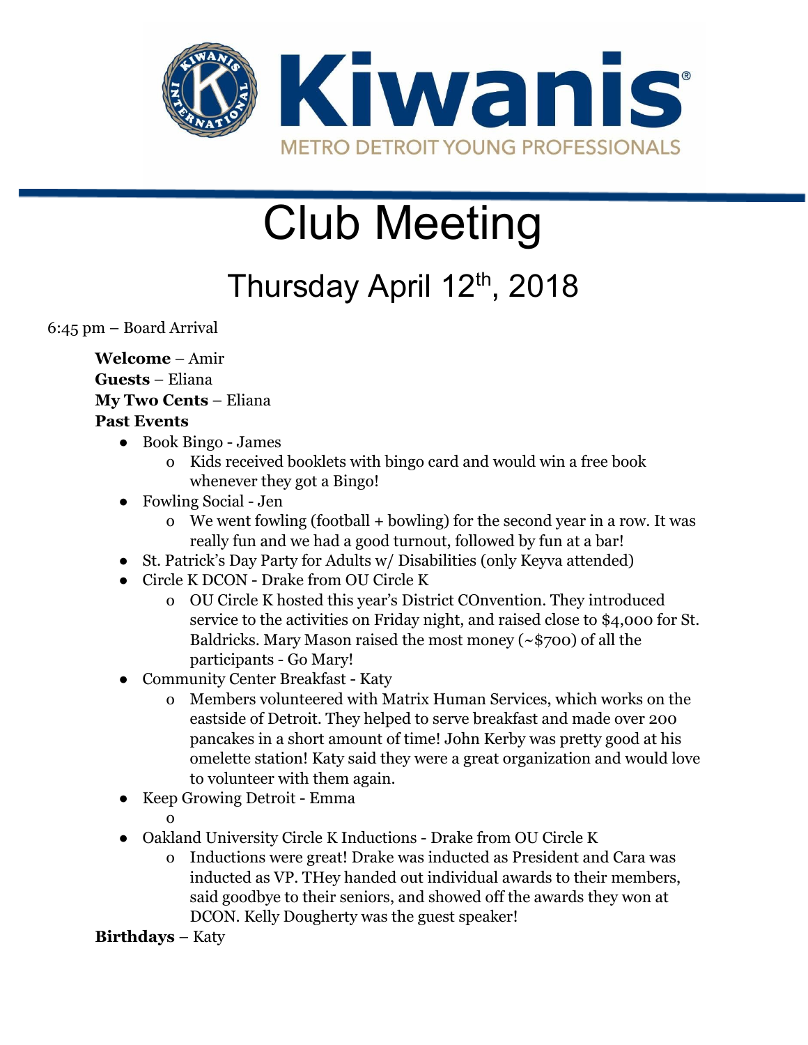Kiwanis

METRO DETROIT YOUNG PROFESSIONALS

# Club Meeting

## Thursday April 12th, 2018

6:45 pm – Board Arrival

**Welcome** – Amir
**Guests** – Eliana
**My Two Cents** – Eliana
**Past Events**

- Book Bingo - James
  - Kids received booklets with bingo card and would win a free book whenever they got a Bingo!
- Fowling Social - Jen
  - We went fowling (football + bowling) for the second year in a row. It was really fun and we had a good turnout, followed by fun at a bar!
- St. Patrick's Day Party for Adults w/ Disabilities (only Keyva attended)
- Circle K DCON - Drake from OU Circle K
  - OU Circle K hosted this year's District COnvention. They introduced service to the activities on Friday night, and raised close to $4,000 for St. Baldricks. Mary Mason raised the most money (~$700) of all the participants - Go Mary!
- Community Center Breakfast - Katy
  - Members volunteered with Matrix Human Services, which works on the eastside of Detroit. They helped to serve breakfast and made over 200 pancakes in a short amount of time! John Kerby was pretty good at his omelette station! Katy said they were a great organization and would love to volunteer with them again.
- Keep Growing Detroit - Emma
  - 
- Oakland University Circle K Inductions - Drake from OU Circle K
  - Inductions were great! Drake was inducted as President and Cara was inducted as VP. THey handed out individual awards to their members, said goodbye to their seniors, and showed off the awards they won at DCON. Kelly Dougherty was the guest speaker!

**Birthdays** – Katy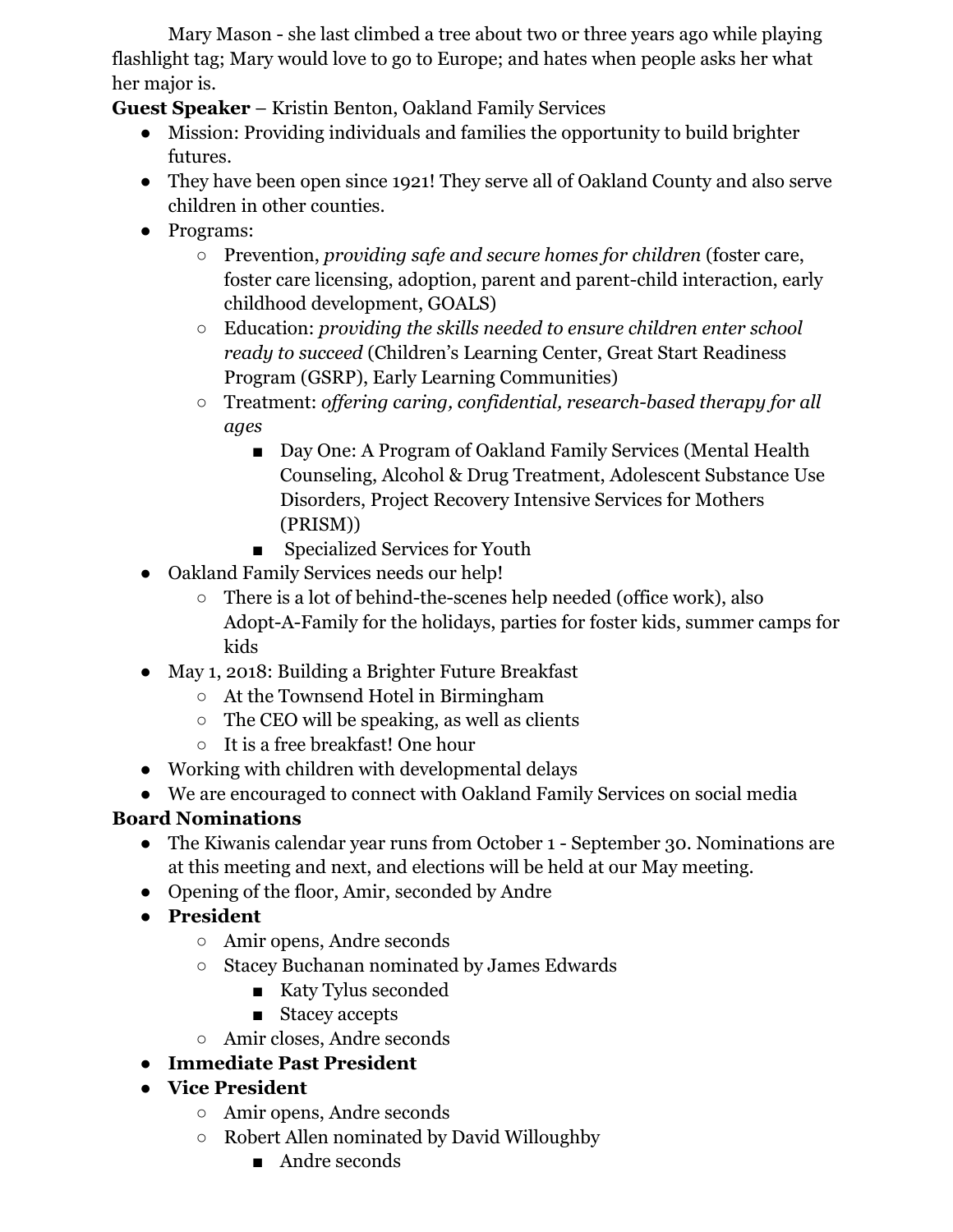Mary Mason - she last climbed a tree about two or three years ago while playing flashlight tag; Mary would love to go to Europe; and hates when people asks her what her major is.

**Guest Speaker** – Kristin Benton, Oakland Family Services

- Mission: Providing individuals and families the opportunity to build brighter futures.
- They have been open since 1921! They serve all of Oakland County and also serve children in other counties.
- Programs:
  - Prevention, *providing safe and secure homes for children* (foster care, foster care licensing, adoption, parent and parent-child interaction, early childhood development, GOALS)
  - Education: *providing the skills needed to ensure children enter school ready to succeed* (Children's Learning Center, Great Start Readiness Program (GSRP), Early Learning Communities)
  - Treatment: *offering caring, confidential, research-based therapy for all ages*
    - Day One: A Program of Oakland Family Services (Mental Health Counseling, Alcohol & Drug Treatment, Adolescent Substance Use Disorders, Project Recovery Intensive Services for Mothers (PRISM))
    - Specialized Services for Youth
- Oakland Family Services needs our help!
  - There is a lot of behind-the-scenes help needed (office work), also Adopt-A-Family for the holidays, parties for foster kids, summer camps for kids
- May 1, 2018: Building a Brighter Future Breakfast
  - At the Townsend Hotel in Birmingham
  - The CEO will be speaking, as well as clients
  - It is a free breakfast! One hour
- Working with children with developmental delays
- We are encouraged to connect with Oakland Family Services on social media

**Board Nominations**

- The Kiwanis calendar year runs from October 1 - September 30. Nominations are at this meeting and next, and elections will be held at our May meeting.
- Opening of the floor, Amir, seconded by Andre
- **President**
  - Amir opens, Andre seconds
  - Stacey Buchanan nominated by James Edwards
    - Katy Tylus seconded
    - Stacey accepts
  - Amir closes, Andre seconds
- **Immediate Past President**
- **Vice President**
  - Amir opens, Andre seconds
  - Robert Allen nominated by David Willoughby
    - Andre seconds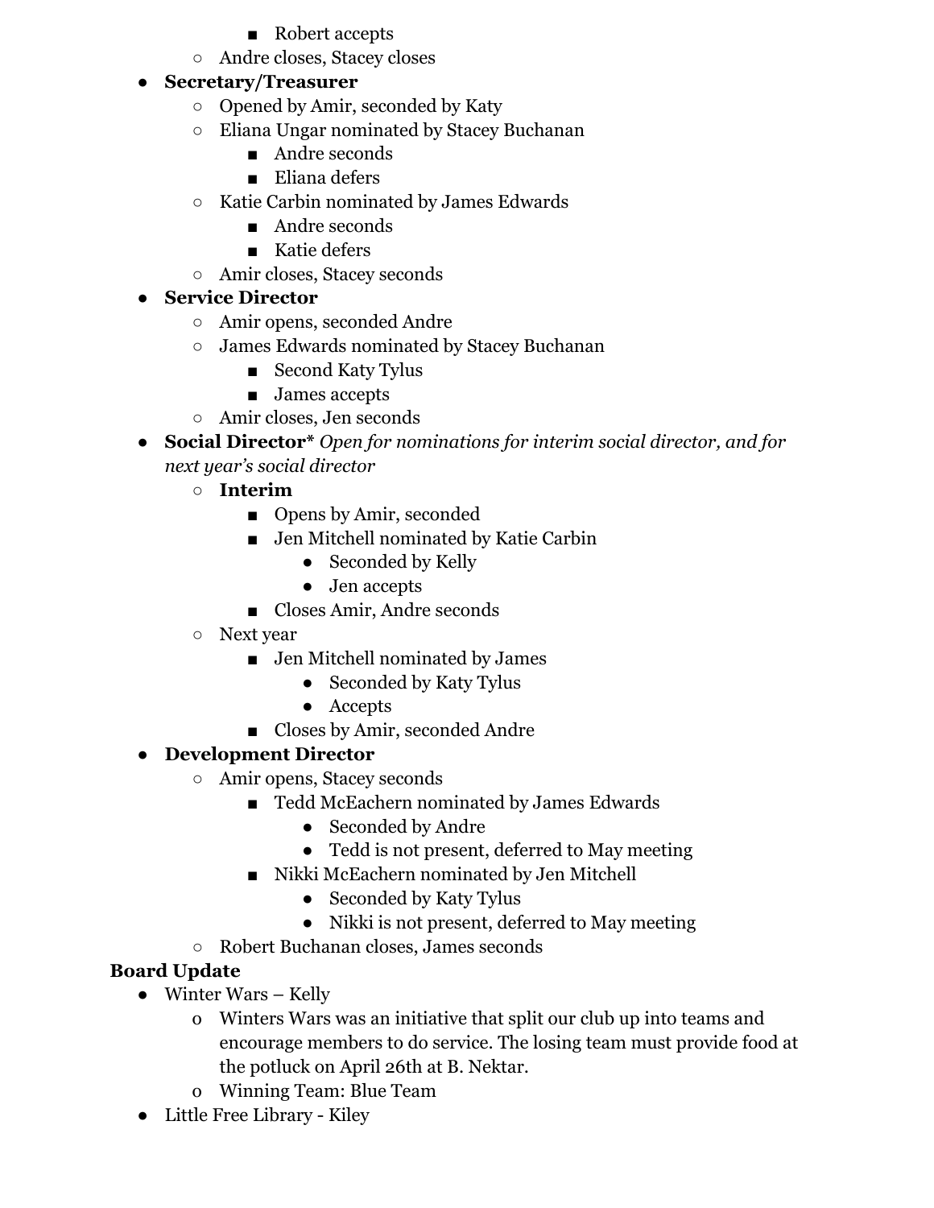- Robert accepts
- Andre closes, Stacey closes

- **Secretary/Treasurer**
    - Opened by Amir, seconded by Katy
    - Eliana Ungar nominated by Stacey Buchanan
        - Andre seconds
        - Eliana defers
    - Katie Carbin nominated by James Edwards
        - Andre seconds
        - Katie defers
    - Amir closes, Stacey seconds
- **Service Director**
    - Amir opens, seconded Andre
    - James Edwards nominated by Stacey Buchanan
        - Second Katy Tylus
        - James accepts
    - Amir closes, Jen seconds
- **Social Director*** *Open for nominations for interim social director, and for next year's social director*
    - **Interim**
        - Opens by Amir, seconded
        - Jen Mitchell nominated by Katie Carbin
            - Seconded by Kelly
            - Jen accepts
        - Closes Amir, Andre seconds
    - Next year
        - Jen Mitchell nominated by James
            - Seconded by Katy Tylus
            - Accepts
        - Closes by Amir, seconded Andre
- **Development Director**
    - Amir opens, Stacey seconds
        - Tedd McEachern nominated by James Edwards
            - Seconded by Andre
            - Tedd is not present, deferred to May meeting
        - Nikki McEachern nominated by Jen Mitchell
            - Seconded by Katy Tylus
            - Nikki is not present, deferred to May meeting
    - Robert Buchanan closes, James seconds

**Board Update**

- Winter Wars – Kelly
    - Winters Wars was an initiative that split our club up into teams and encourage members to do service. The losing team must provide food at the potluck on April 26th at B. Nektar.
    - Winning Team: Blue Team
- Little Free Library - Kiley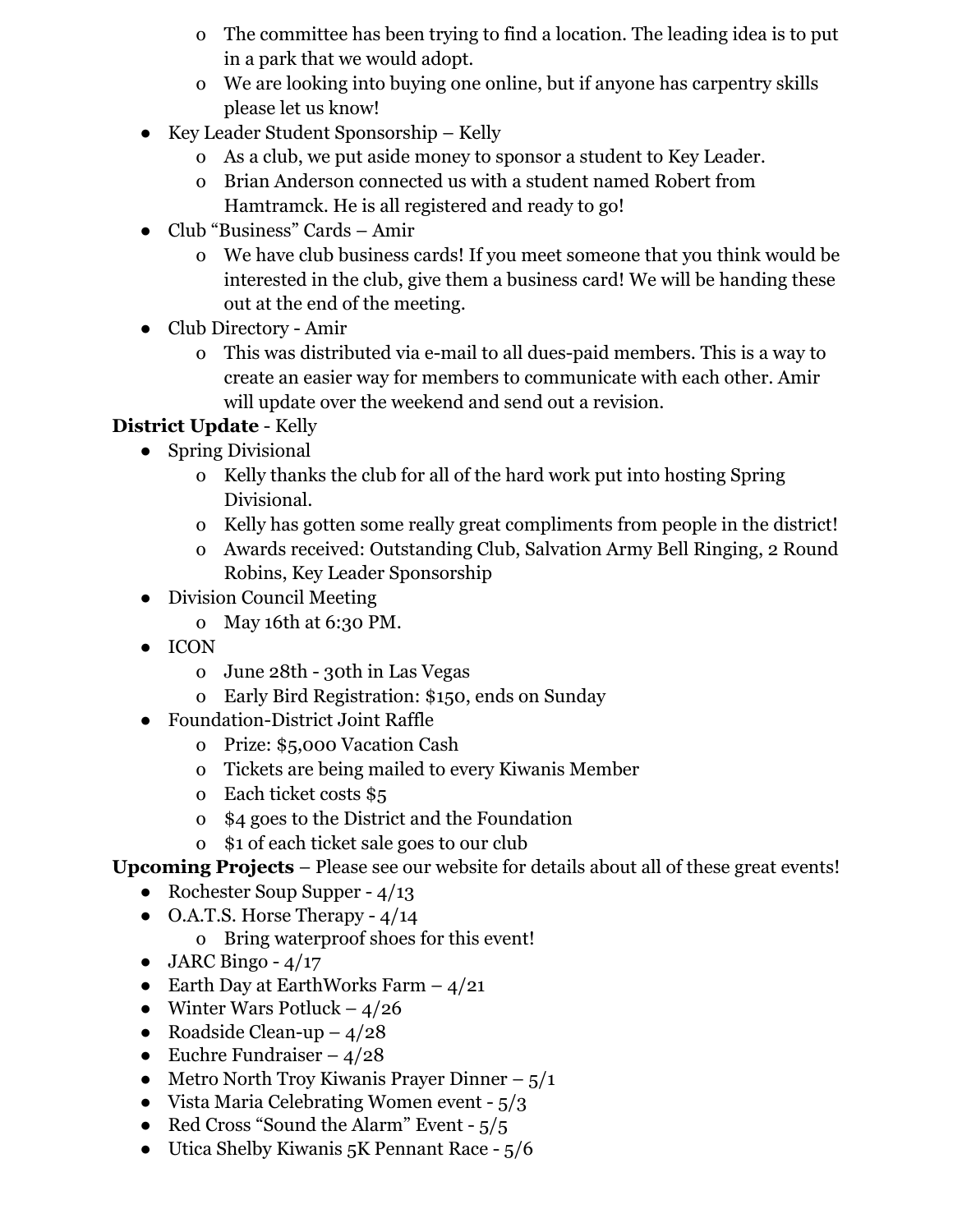- The committee has been trying to find a location. The leading idea is to put in a park that we would adopt.
    - We are looking into buying one online, but if anyone has carpentry skills please let us know!
- Key Leader Student Sponsorship – Kelly
    - As a club, we put aside money to sponsor a student to Key Leader.
    - Brian Anderson connected us with a student named Robert from Hamtramck. He is all registered and ready to go!
- Club "Business" Cards – Amir
    - We have club business cards! If you meet someone that you think would be interested in the club, give them a business card! We will be handing these out at the end of the meeting.
- Club Directory - Amir
    - This was distributed via e-mail to all dues-paid members. This is a way to create an easier way for members to communicate with each other. Amir will update over the weekend and send out a revision.

**District Update** - Kelly

- Spring Divisional
    - Kelly thanks the club for all of the hard work put into hosting Spring Divisional.
    - Kelly has gotten some really great compliments from people in the district!
    - Awards received: Outstanding Club, Salvation Army Bell Ringing, 2 Round Robins, Key Leader Sponsorship
- Division Council Meeting
    - May 16th at 6:30 PM.
- ICON
    - June 28th - 30th in Las Vegas
    - Early Bird Registration: $150, ends on Sunday
- Foundation-District Joint Raffle
    - Prize: $5,000 Vacation Cash
    - Tickets are being mailed to every Kiwanis Member
    - Each ticket costs $5
    - $4 goes to the District and the Foundation
    - $1 of each ticket sale goes to our club

**Upcoming Projects** – Please see our website for details about all of these great events!

- Rochester Soup Supper - 4/13
- O.A.T.S. Horse Therapy - 4/14
    - Bring waterproof shoes for this event!
- JARC Bingo - 4/17
- Earth Day at EarthWorks Farm – 4/21
- Winter Wars Potluck – 4/26
- Roadside Clean-up – 4/28
- Euchre Fundraiser – 4/28
- Metro North Troy Kiwanis Prayer Dinner – 5/1
- Vista Maria Celebrating Women event - 5/3
- Red Cross "Sound the Alarm" Event - 5/5
- Utica Shelby Kiwanis 5K Pennant Race - 5/6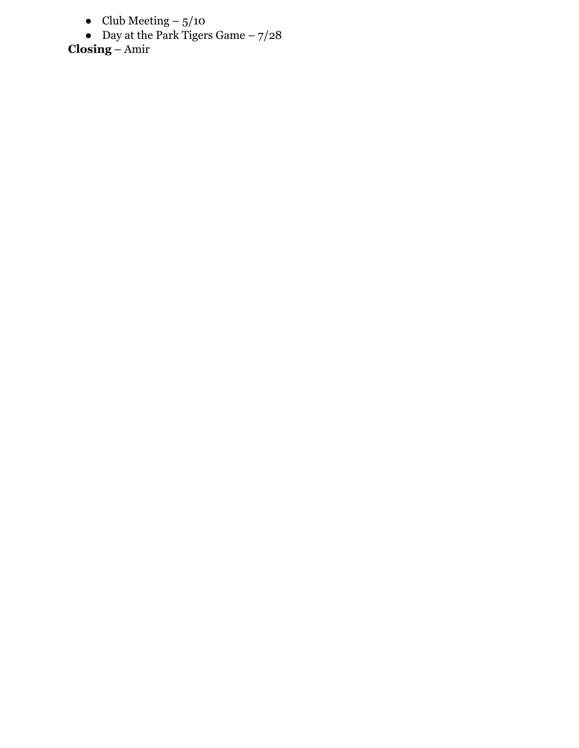- Club Meeting – 5/10
- Day at the Park Tigers Game – 7/28

**Closing** – Amir